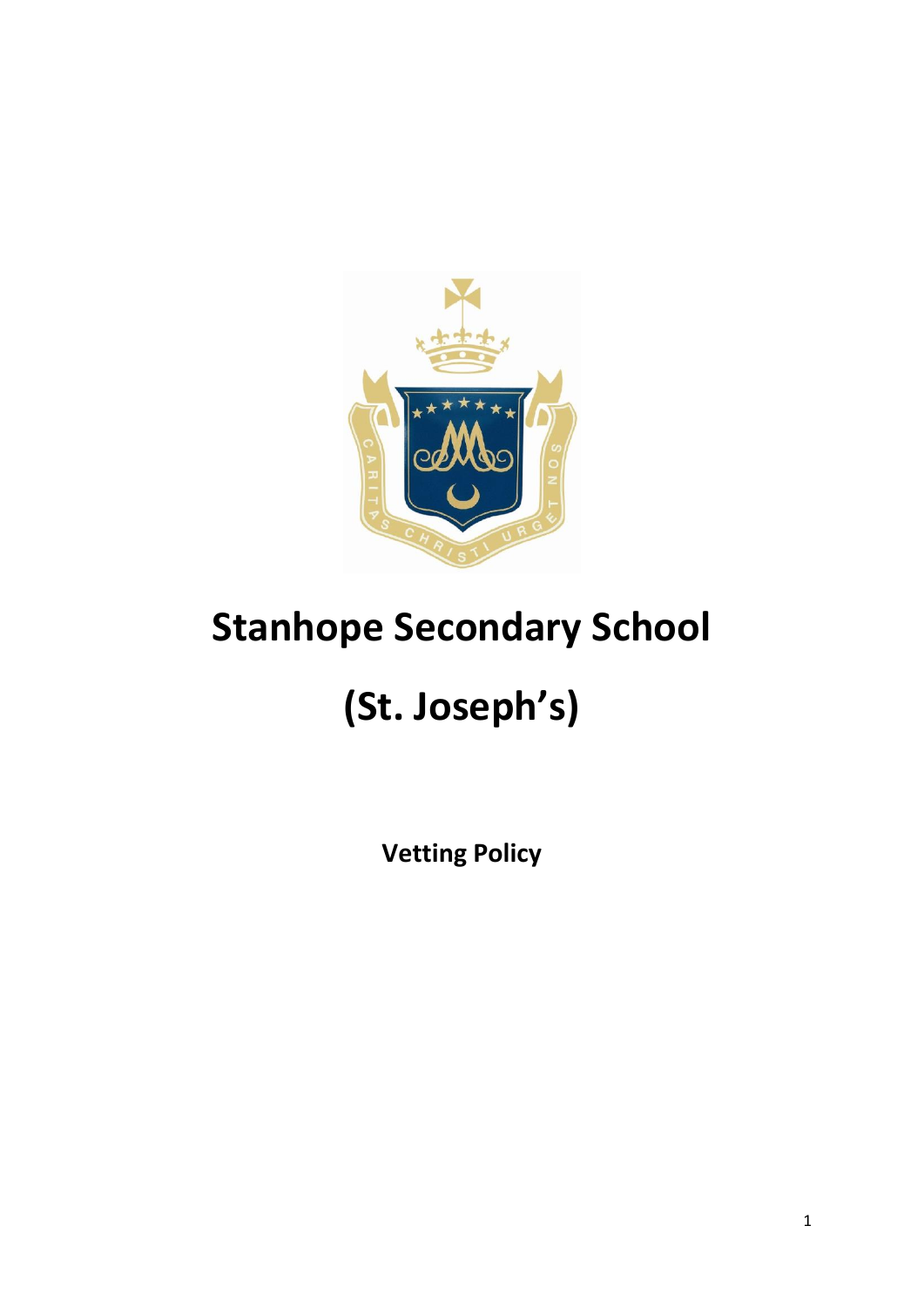# Stanhope Secondary School

# (St. Joseph's)

**Vetting Policy**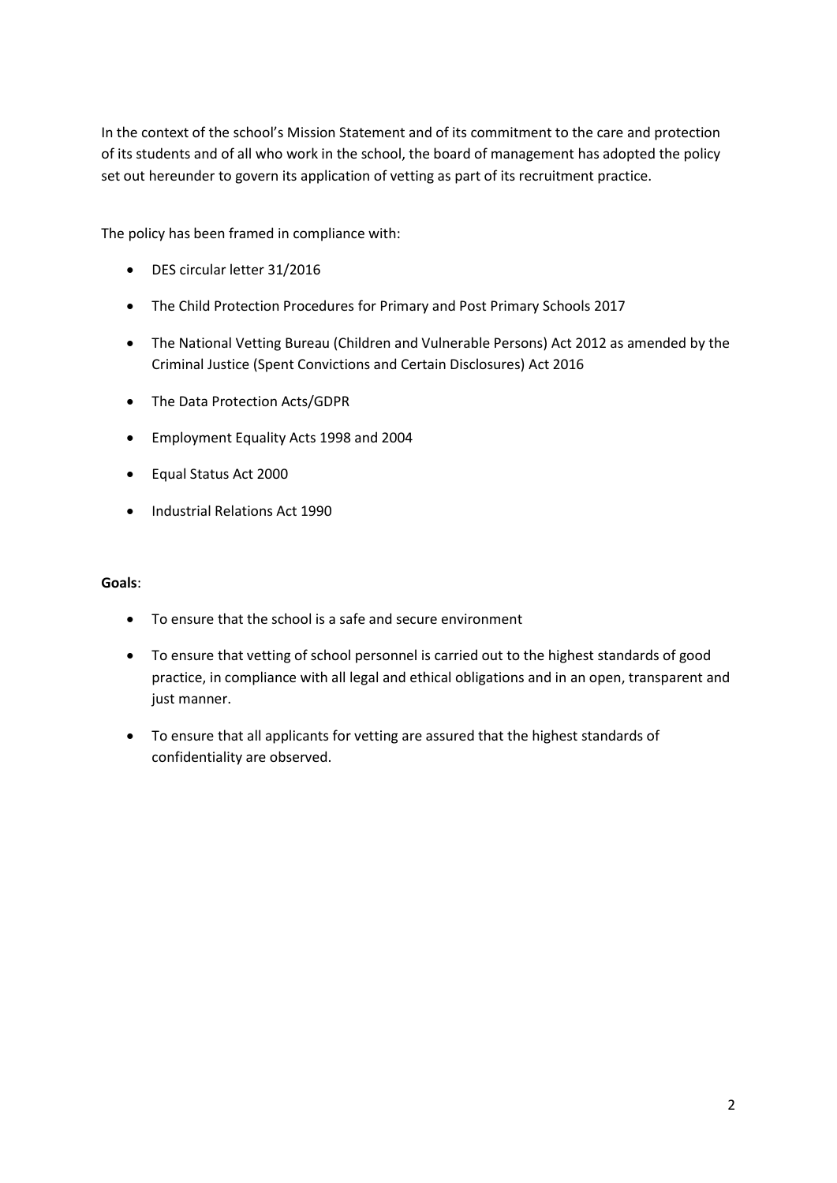In the context of the school's Mission Statement and of its commitment to the care and protection of its students and of all who work in the school, the board of management has adopted the policy set out hereunder to govern its application of vetting as part of its recruitment practice.

The policy has been framed in compliance with:

- DES circular letter 31/2016
- The Child Protection Procedures for Primary and Post Primary Schools 2017
- The National Vetting Bureau (Children and Vulnerable Persons) Act 2012 as amended by the Criminal Justice (Spent Convictions and Certain Disclosures) Act 2016
- The Data Protection Acts/GDPR
- Employment Equality Acts 1998 and 2004
- Equal Status Act 2000
- Industrial Relations Act 1990

**Goals**:

- To ensure that the school is a safe and secure environment
- To ensure that vetting of school personnel is carried out to the highest standards of good practice, in compliance with all legal and ethical obligations and in an open, transparent and just manner.
- To ensure that all applicants for vetting are assured that the highest standards of confidentiality are observed.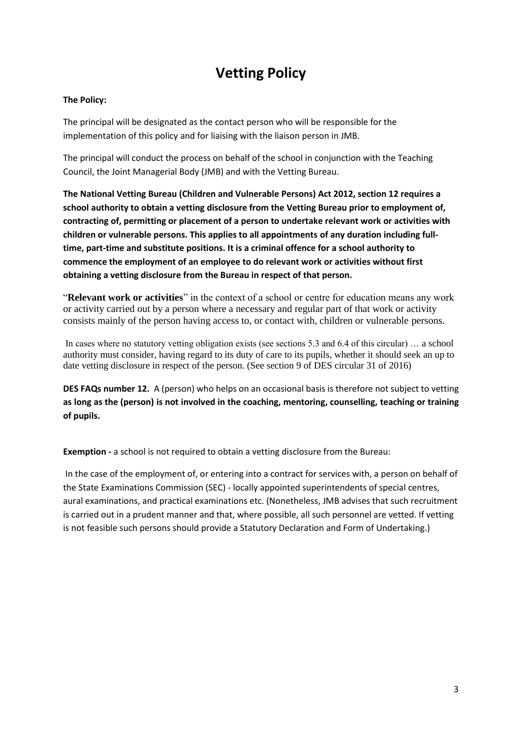# Vetting Policy

**The Policy:**

The principal will be designated as the contact person who will be responsible for the implementation of this policy and for liaising with the liaison person in JMB.

The principal will conduct the process on behalf of the school in conjunction with the Teaching Council, the Joint Managerial Body (JMB) and with the Vetting Bureau.

**The National Vetting Bureau (Children and Vulnerable Persons) Act 2012, section 12 requires a school authority to obtain a vetting disclosure from the Vetting Bureau prior to employment of, contracting of, permitting or placement of a person to undertake relevant work or activities with children or vulnerable persons. This applies to all appointments of any duration including full-time, part-time and substitute positions. It is a criminal offence for a school authority to commence the employment of an employee to do relevant work or activities without first obtaining a vetting disclosure from the Bureau in respect of that person.**

"**Relevant work or activities**" in the context of a school or centre for education means any work or activity carried out by a person where a necessary and regular part of that work or activity consists mainly of the person having access to, or contact with, children or vulnerable persons.

In cases where no statutory vetting obligation exists (see sections 5.3 and 6.4 of this circular) … a school authority must consider, having regard to its duty of care to its pupils, whether it should seek an up to date vetting disclosure in respect of the person. (See section 9 of DES circular 31 of 2016)

**DES FAQs number 12.** A (person) who helps on an occasional basis is therefore not subject to vetting **as long as the (person) is not involved in the coaching, mentoring, counselling, teaching or training of pupils.**

**Exemption -** a school is not required to obtain a vetting disclosure from the Bureau:

In the case of the employment of, or entering into a contract for services with, a person on behalf of the State Examinations Commission (SEC) - locally appointed superintendents of special centres, aural examinations, and practical examinations etc. (Nonetheless, JMB advises that such recruitment is carried out in a prudent manner and that, where possible, all such personnel are vetted. If vetting is not feasible such persons should provide a Statutory Declaration and Form of Undertaking.)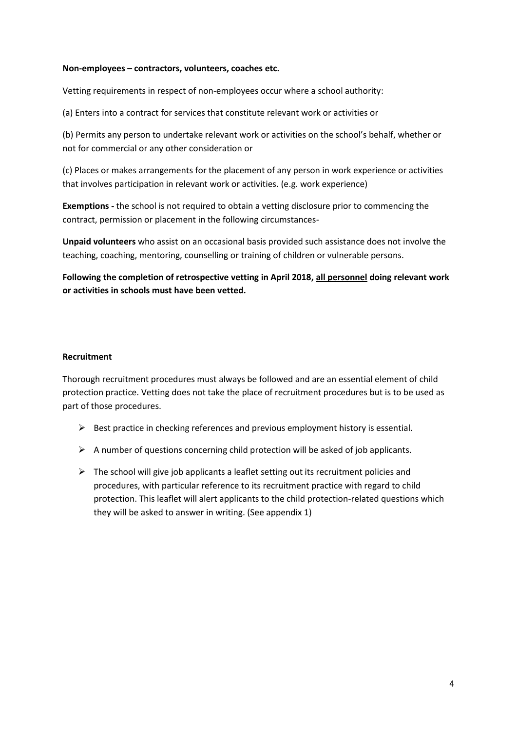**Non-employees – contractors, volunteers, coaches etc.**

Vetting requirements in respect of non-employees occur where a school authority:

(a) Enters into a contract for services that constitute relevant work or activities or

(b) Permits any person to undertake relevant work or activities on the school's behalf, whether or not for commercial or any other consideration or

(c) Places or makes arrangements for the placement of any person in work experience or activities that involves participation in relevant work or activities. (e.g. work experience)

**Exemptions -** the school is not required to obtain a vetting disclosure prior to commencing the contract, permission or placement in the following circumstances-

**Unpaid volunteers** who assist on an occasional basis provided such assistance does not involve the teaching, coaching, mentoring, counselling or training of children or vulnerable persons.

**Following the completion of retrospective vetting in April 2018, <u>all personnel</u> doing relevant work or activities in schools must have been vetted.**

**Recruitment**

Thorough recruitment procedures must always be followed and are an essential element of child protection practice. Vetting does not take the place of recruitment procedures but is to be used as part of those procedures.

- Best practice in checking references and previous employment history is essential.
- A number of questions concerning child protection will be asked of job applicants.
- The school will give job applicants a leaflet setting out its recruitment policies and procedures, with particular reference to its recruitment practice with regard to child protection. This leaflet will alert applicants to the child protection-related questions which they will be asked to answer in writing. (See appendix 1)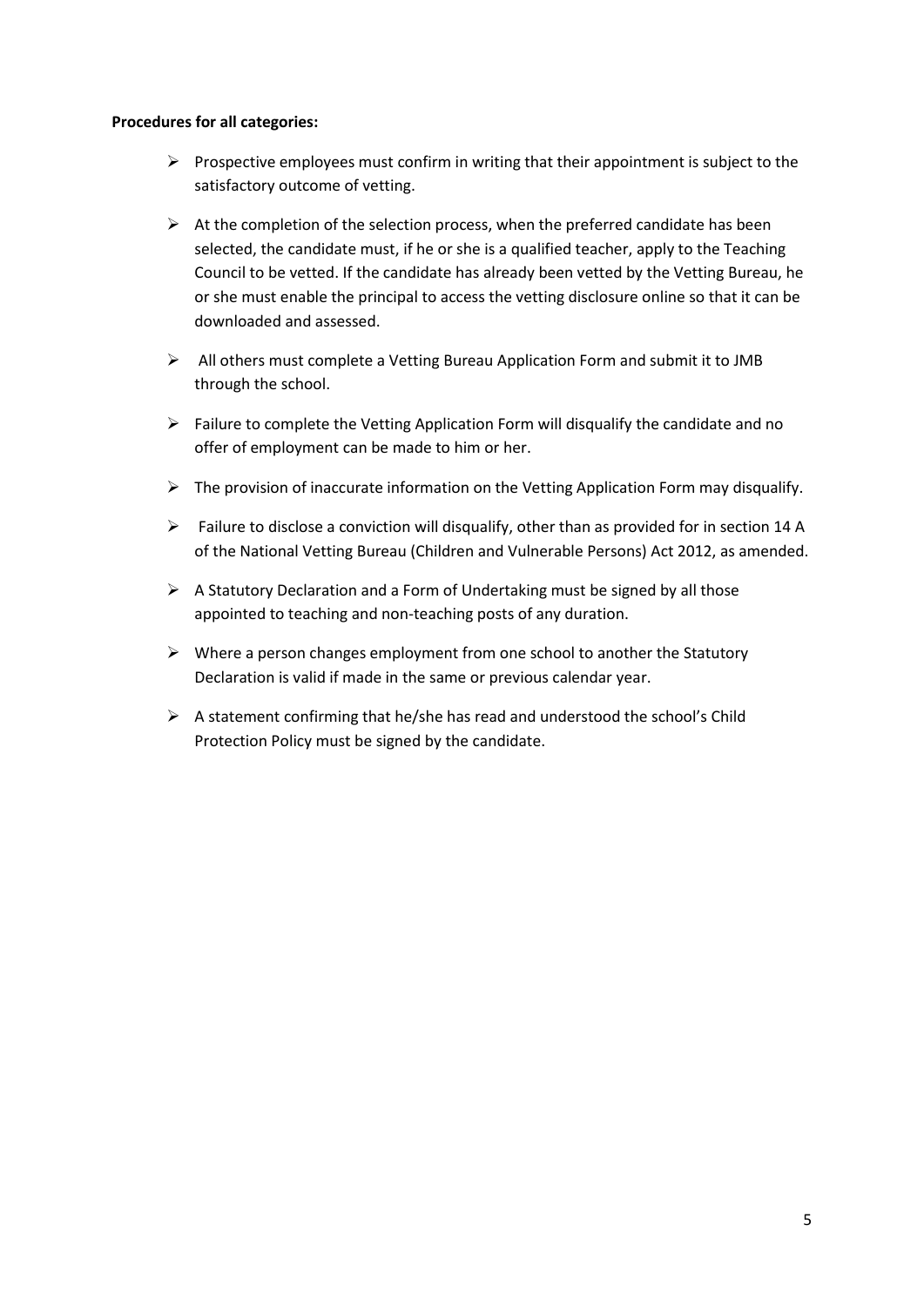**Procedures for all categories:**

- Prospective employees must confirm in writing that their appointment is subject to the satisfactory outcome of vetting.
- At the completion of the selection process, when the preferred candidate has been selected, the candidate must, if he or she is a qualified teacher, apply to the Teaching Council to be vetted. If the candidate has already been vetted by the Vetting Bureau, he or she must enable the principal to access the vetting disclosure online so that it can be downloaded and assessed.
- All others must complete a Vetting Bureau Application Form and submit it to JMB through the school.
- Failure to complete the Vetting Application Form will disqualify the candidate and no offer of employment can be made to him or her.
- The provision of inaccurate information on the Vetting Application Form may disqualify.
- Failure to disclose a conviction will disqualify, other than as provided for in section 14 A of the National Vetting Bureau (Children and Vulnerable Persons) Act 2012, as amended.
- A Statutory Declaration and a Form of Undertaking must be signed by all those appointed to teaching and non-teaching posts of any duration.
- Where a person changes employment from one school to another the Statutory Declaration is valid if made in the same or previous calendar year.
- A statement confirming that he/she has read and understood the school's Child Protection Policy must be signed by the candidate.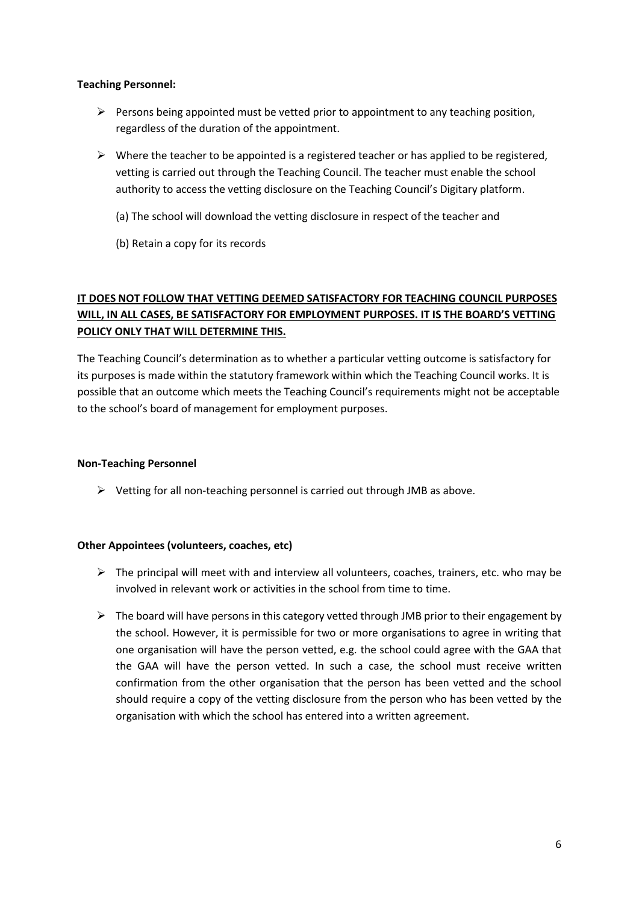**Teaching Personnel:**

- Persons being appointed must be vetted prior to appointment to any teaching position, regardless of the duration of the appointment.
- Where the teacher to be appointed is a registered teacher or has applied to be registered, vetting is carried out through the Teaching Council. The teacher must enable the school authority to access the vetting disclosure on the Teaching Council's Digitary platform.

  (a) The school will download the vetting disclosure in respect of the teacher and

  (b) Retain a copy for its records

**IT DOES NOT FOLLOW THAT VETTING DEEMED SATISFACTORY FOR TEACHING COUNCIL PURPOSES WILL, IN ALL CASES, BE SATISFACTORY FOR EMPLOYMENT PURPOSES. IT IS THE BOARD'S VETTING POLICY ONLY THAT WILL DETERMINE THIS.**

The Teaching Council's determination as to whether a particular vetting outcome is satisfactory for its purposes is made within the statutory framework within which the Teaching Council works. It is possible that an outcome which meets the Teaching Council's requirements might not be acceptable to the school's board of management for employment purposes.

**Non-Teaching Personnel**

- Vetting for all non-teaching personnel is carried out through JMB as above.

**Other Appointees (volunteers, coaches, etc)**

- The principal will meet with and interview all volunteers, coaches, trainers, etc. who may be involved in relevant work or activities in the school from time to time.
- The board will have persons in this category vetted through JMB prior to their engagement by the school. However, it is permissible for two or more organisations to agree in writing that one organisation will have the person vetted, e.g. the school could agree with the GAA that the GAA will have the person vetted. In such a case, the school must receive written confirmation from the other organisation that the person has been vetted and the school should require a copy of the vetting disclosure from the person who has been vetted by the organisation with which the school has entered into a written agreement.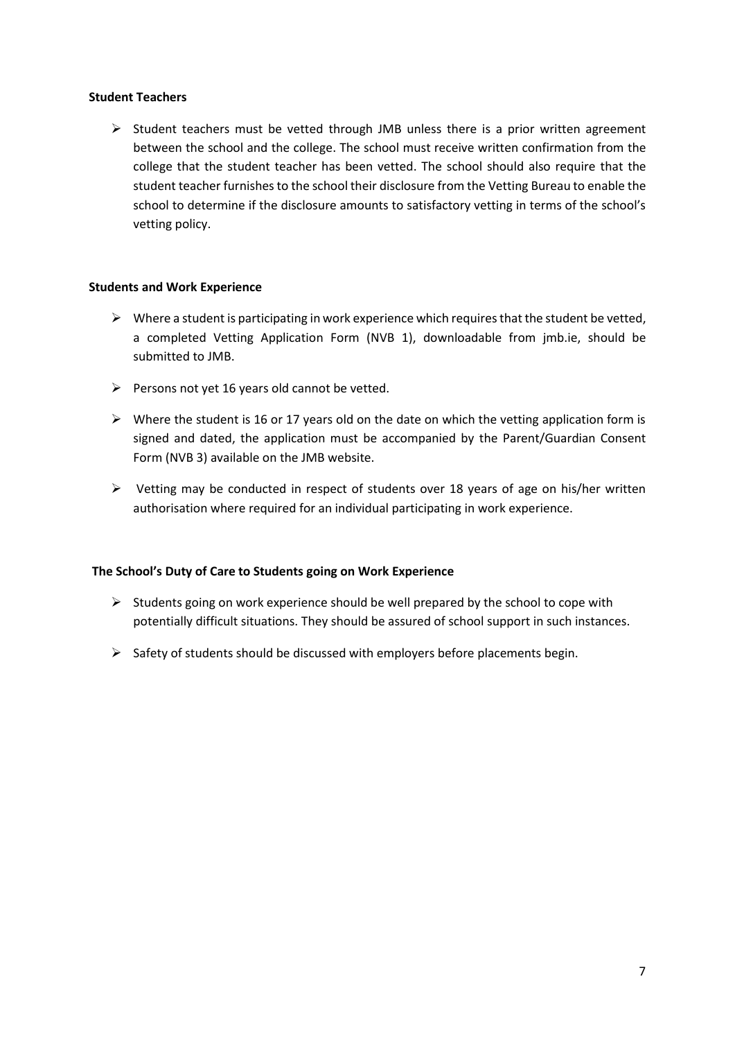**Student Teachers**

- Student teachers must be vetted through JMB unless there is a prior written agreement between the school and the college. The school must receive written confirmation from the college that the student teacher has been vetted. The school should also require that the student teacher furnishes to the school their disclosure from the Vetting Bureau to enable the school to determine if the disclosure amounts to satisfactory vetting in terms of the school's vetting policy.

**Students and Work Experience**

- Where a student is participating in work experience which requires that the student be vetted, a completed Vetting Application Form (NVB 1), downloadable from jmb.ie, should be submitted to JMB.
- Persons not yet 16 years old cannot be vetted.
- Where the student is 16 or 17 years old on the date on which the vetting application form is signed and dated, the application must be accompanied by the Parent/Guardian Consent Form (NVB 3) available on the JMB website.
- Vetting may be conducted in respect of students over 18 years of age on his/her written authorisation where required for an individual participating in work experience.

**The School's Duty of Care to Students going on Work Experience**

- Students going on work experience should be well prepared by the school to cope with potentially difficult situations. They should be assured of school support in such instances.
- Safety of students should be discussed with employers before placements begin.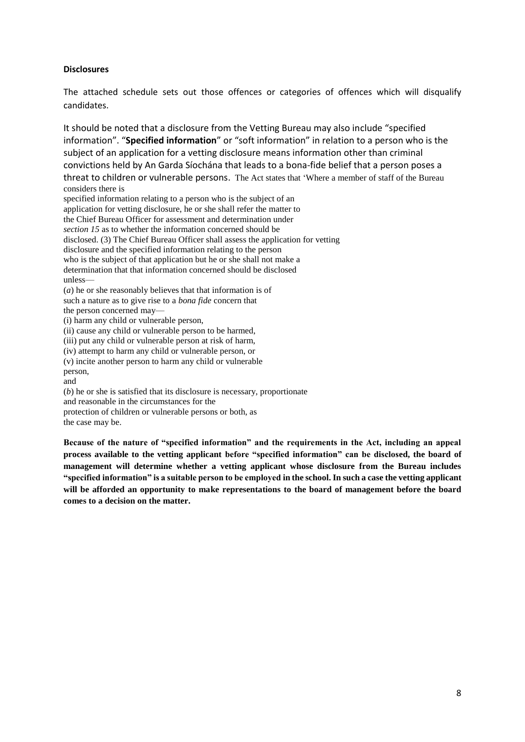**Disclosures**

The attached schedule sets out those offences or categories of offences which will disqualify candidates.

It should be noted that a disclosure from the Vetting Bureau may also include "specified information". "**Specified information**" or "soft information" in relation to a person who is the subject of an application for a vetting disclosure means information other than criminal convictions held by An Garda Síochána that leads to a bona-fide belief that a person poses a threat to children or vulnerable persons. The Act states that 'Where a member of staff of the Bureau considers there is specified information relating to a person who is the subject of an application for vetting disclosure, he or she shall refer the matter to the Chief Bureau Officer for assessment and determination under *section 15* as to whether the information concerned should be disclosed. (3) The Chief Bureau Officer shall assess the application for vetting disclosure and the specified information relating to the person who is the subject of that application but he or she shall not make a determination that that information concerned should be disclosed unless—

(*a*) he or she reasonably believes that that information is of such a nature as to give rise to a *bona fide* concern that the person concerned may—

(i) harm any child or vulnerable person,
(ii) cause any child or vulnerable person to be harmed,
(iii) put any child or vulnerable person at risk of harm,
(iv) attempt to harm any child or vulnerable person, or
(v) incite another person to harm any child or vulnerable person,

and

(*b*) he or she is satisfied that its disclosure is necessary, proportionate and reasonable in the circumstances for the protection of children or vulnerable persons or both, as the case may be.

**Because of the nature of "specified information" and the requirements in the Act, including an appeal process available to the vetting applicant before "specified information" can be disclosed, the board of management will determine whether a vetting applicant whose disclosure from the Bureau includes "specified information" is a suitable person to be employed in the school. In such a case the vetting applicant will be afforded an opportunity to make representations to the board of management before the board comes to a decision on the matter.**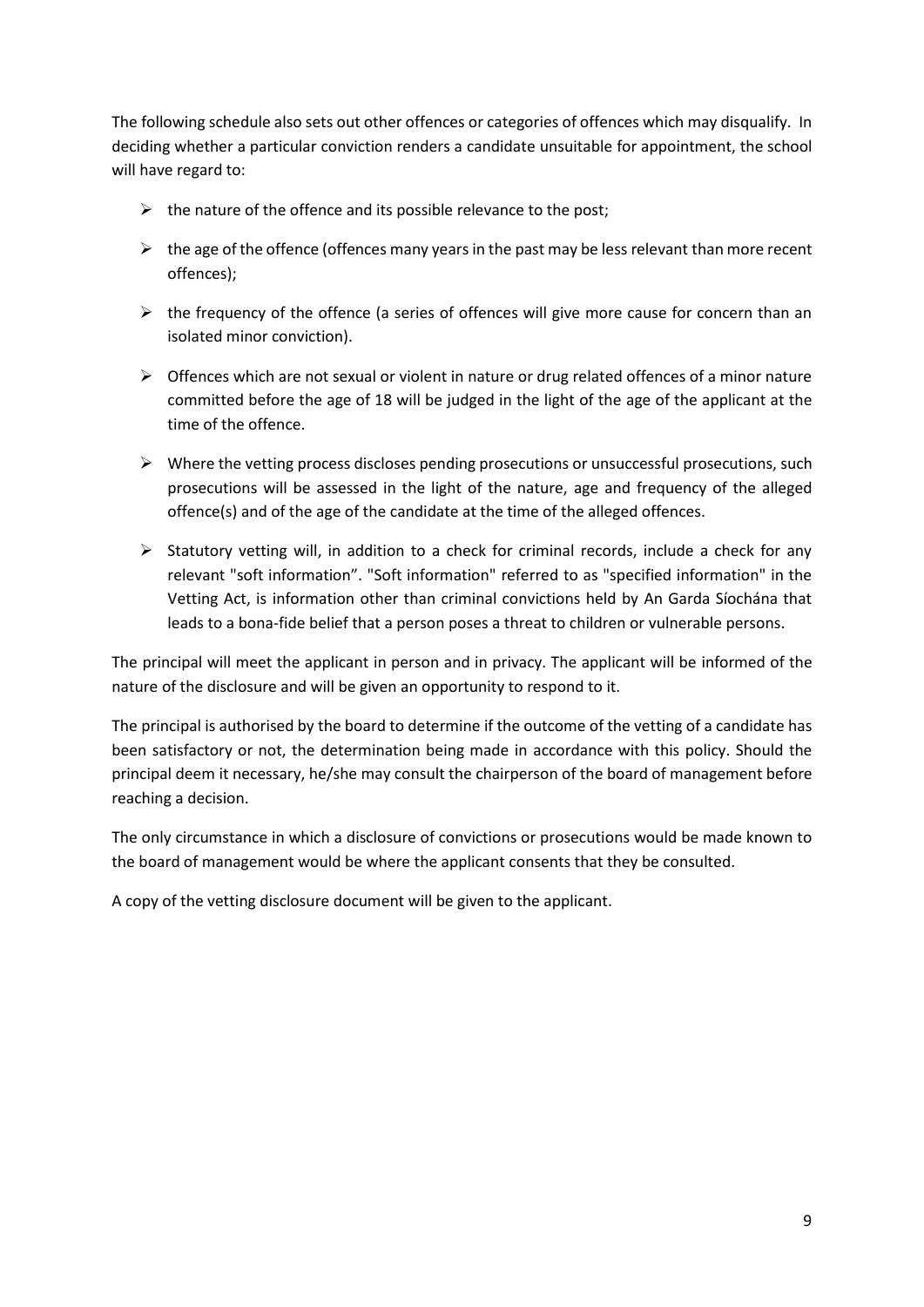The following schedule also sets out other offences or categories of offences which may disqualify. In deciding whether a particular conviction renders a candidate unsuitable for appointment, the school will have regard to:

- the nature of the offence and its possible relevance to the post;
- the age of the offence (offences many years in the past may be less relevant than more recent offences);
- the frequency of the offence (a series of offences will give more cause for concern than an isolated minor conviction).
- Offences which are not sexual or violent in nature or drug related offences of a minor nature committed before the age of 18 will be judged in the light of the age of the applicant at the time of the offence.
- Where the vetting process discloses pending prosecutions or unsuccessful prosecutions, such prosecutions will be assessed in the light of the nature, age and frequency of the alleged offence(s) and of the age of the candidate at the time of the alleged offences.
- Statutory vetting will, in addition to a check for criminal records, include a check for any relevant "soft information". "Soft information" referred to as "specified information" in the Vetting Act, is information other than criminal convictions held by An Garda Síochána that leads to a bona-fide belief that a person poses a threat to children or vulnerable persons.

The principal will meet the applicant in person and in privacy. The applicant will be informed of the nature of the disclosure and will be given an opportunity to respond to it.

The principal is authorised by the board to determine if the outcome of the vetting of a candidate has been satisfactory or not, the determination being made in accordance with this policy. Should the principal deem it necessary, he/she may consult the chairperson of the board of management before reaching a decision.

The only circumstance in which a disclosure of convictions or prosecutions would be made known to the board of management would be where the applicant consents that they be consulted.

A copy of the vetting disclosure document will be given to the applicant.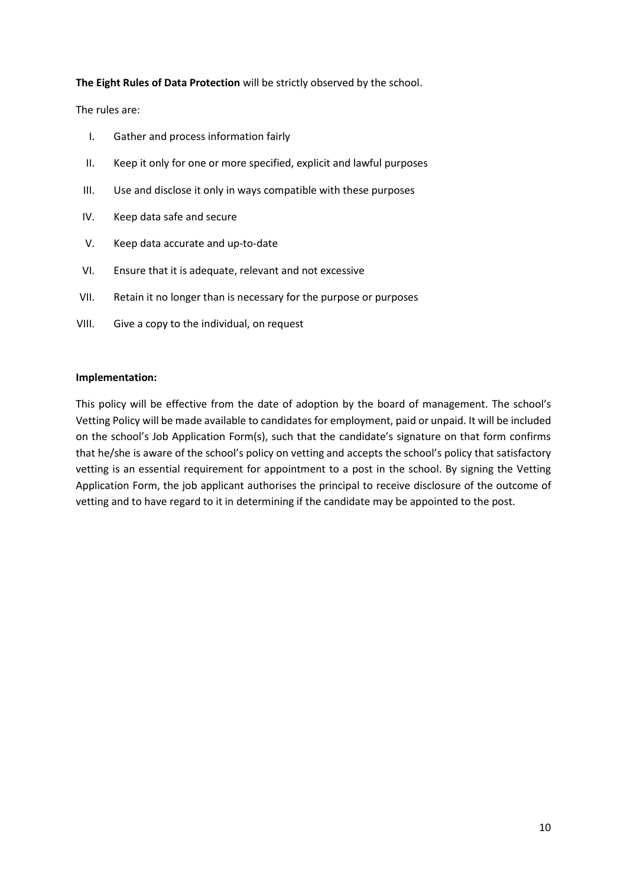**The Eight Rules of Data Protection** will be strictly observed by the school.

The rules are:

I. Gather and process information fairly

II. Keep it only for one or more specified, explicit and lawful purposes

III. Use and disclose it only in ways compatible with these purposes

IV. Keep data safe and secure

V. Keep data accurate and up-to-date

VI. Ensure that it is adequate, relevant and not excessive

VII. Retain it no longer than is necessary for the purpose or purposes

VIII. Give a copy to the individual, on request

**Implementation:**

This policy will be effective from the date of adoption by the board of management. The school's Vetting Policy will be made available to candidates for employment, paid or unpaid. It will be included on the school's Job Application Form(s), such that the candidate's signature on that form confirms that he/she is aware of the school's policy on vetting and accepts the school's policy that satisfactory vetting is an essential requirement for appointment to a post in the school. By signing the Vetting Application Form, the job applicant authorises the principal to receive disclosure of the outcome of vetting and to have regard to it in determining if the candidate may be appointed to the post.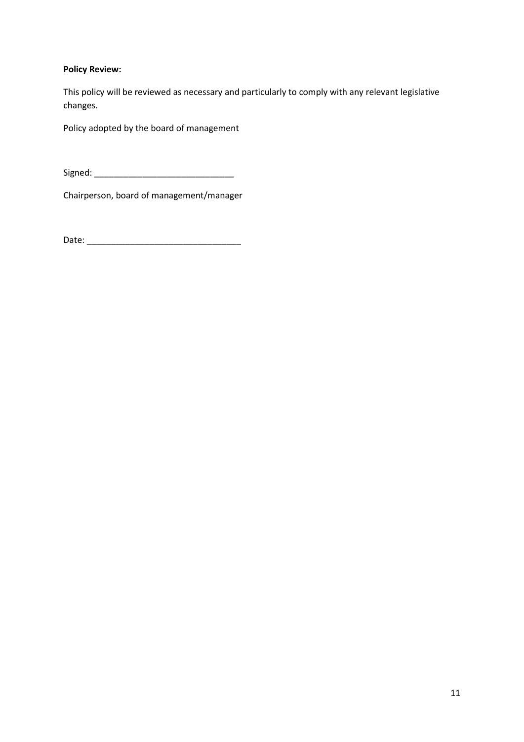**Policy Review:**

This policy will be reviewed as necessary and particularly to comply with any relevant legislative changes.

Policy adopted by the board of management

Signed: _____________________________

Chairperson, board of management/manager

Date: ________________________________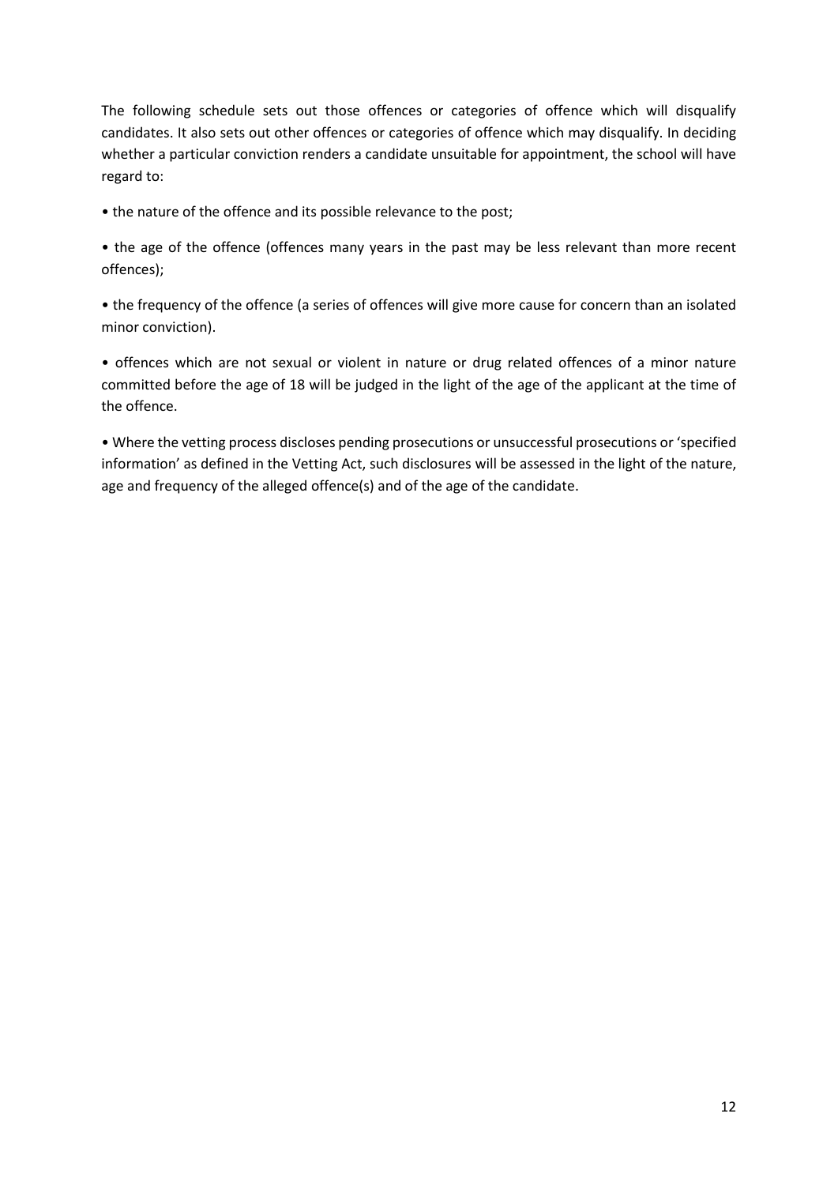The following schedule sets out those offences or categories of offence which will disqualify candidates. It also sets out other offences or categories of offence which may disqualify. In deciding whether a particular conviction renders a candidate unsuitable for appointment, the school will have regard to:

• the nature of the offence and its possible relevance to the post;

• the age of the offence (offences many years in the past may be less relevant than more recent offences);

• the frequency of the offence (a series of offences will give more cause for concern than an isolated minor conviction).

• offences which are not sexual or violent in nature or drug related offences of a minor nature committed before the age of 18 will be judged in the light of the age of the applicant at the time of the offence.

• Where the vetting process discloses pending prosecutions or unsuccessful prosecutions or 'specified information' as defined in the Vetting Act, such disclosures will be assessed in the light of the nature, age and frequency of the alleged offence(s) and of the age of the candidate.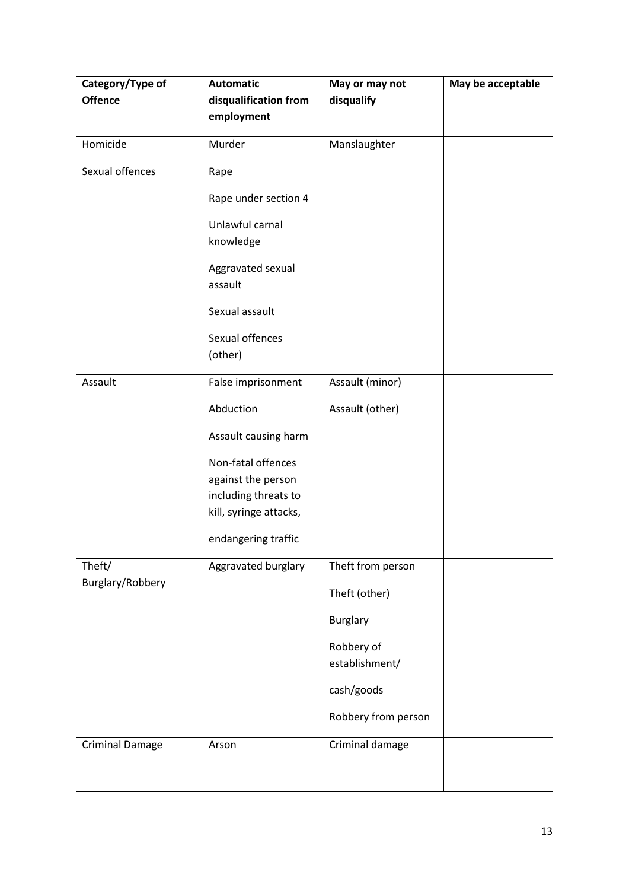| Category/Type of Offence | Automatic disqualification from employment | May or may not disqualify | May be acceptable |
|---|---|---|---|
| Homicide | Murder | Manslaughter | |
| Sexual offences | Rape<br><br>Rape under section 4<br><br>Unlawful carnal knowledge<br><br>Aggravated sexual assault<br><br>Sexual assault<br><br>Sexual offences (other) | | |
| Assault | False imprisonment<br><br>Abduction<br><br>Assault causing harm<br><br>Non-fatal offences against the person including threats to kill, syringe attacks,<br><br>endangering traffic | Assault (minor)<br><br>Assault (other) | |
| Theft/ Burglary/Robbery | Aggravated burglary | Theft from person<br><br>Theft (other)<br><br>Burglary<br><br>Robbery of establishment/<br><br>cash/goods<br><br>Robbery from person | |
| Criminal Damage | Arson | Criminal damage | |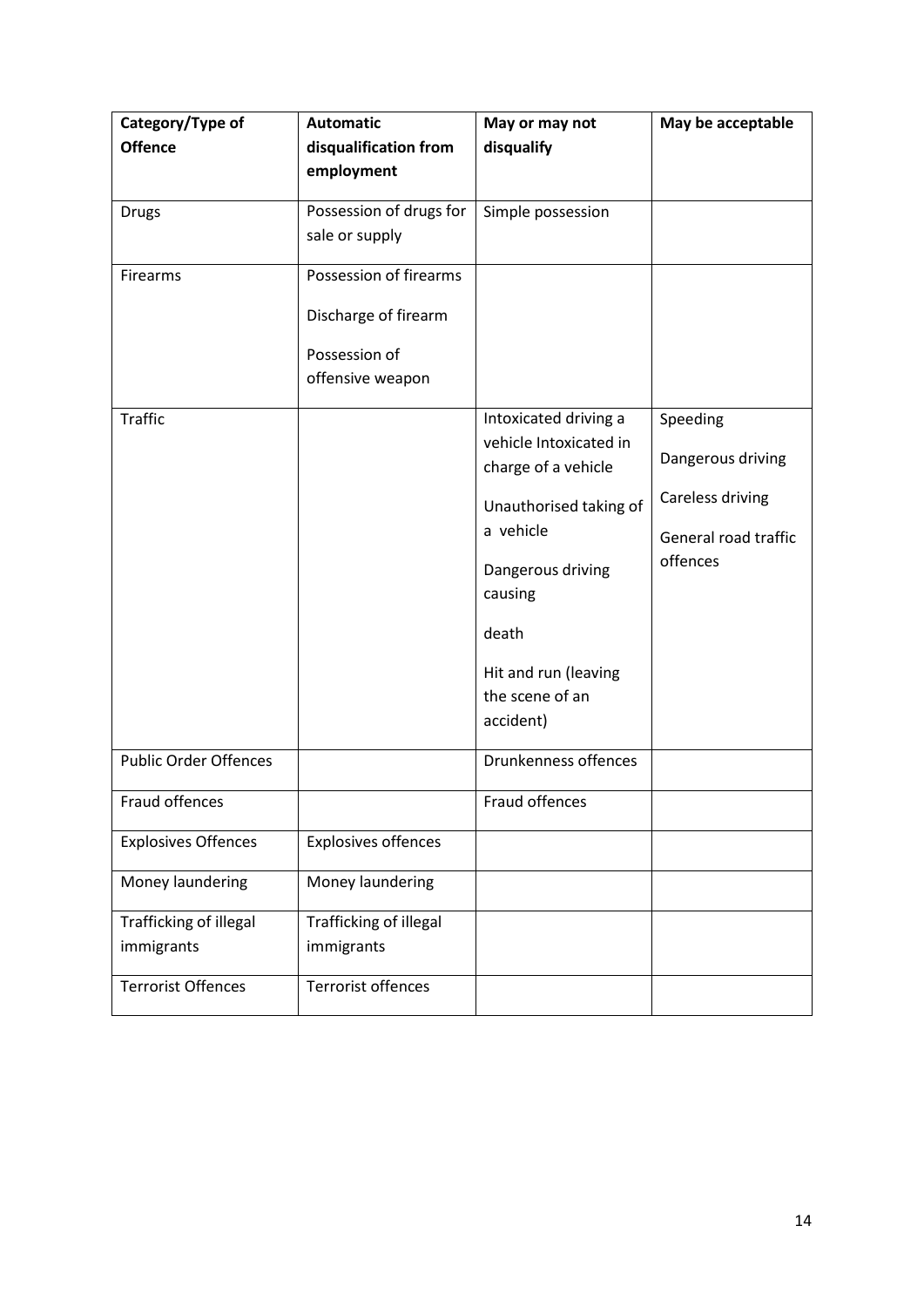| Category/Type of Offence | Automatic disqualification from employment | May or may not disqualify | May be acceptable |
|---|---|---|---|
| Drugs | Possession of drugs for sale or supply | Simple possession | |
| Firearms | Possession of firearms<br><br>Discharge of firearm<br><br>Possession of offensive weapon | | |
| Traffic | | Intoxicated driving a vehicle Intoxicated in charge of a vehicle<br><br>Unauthorised taking of a vehicle<br><br>Dangerous driving causing<br><br>death<br><br>Hit and run (leaving the scene of an accident) | Speeding<br><br>Dangerous driving<br><br>Careless driving<br><br>General road traffic offences |
| Public Order Offences | | Drunkenness offences | |
| Fraud offences | | Fraud offences | |
| Explosives Offences | Explosives offences | | |
| Money laundering | Money laundering | | |
| Trafficking of illegal immigrants | Trafficking of illegal immigrants | | |
| Terrorist Offences | Terrorist offences | | |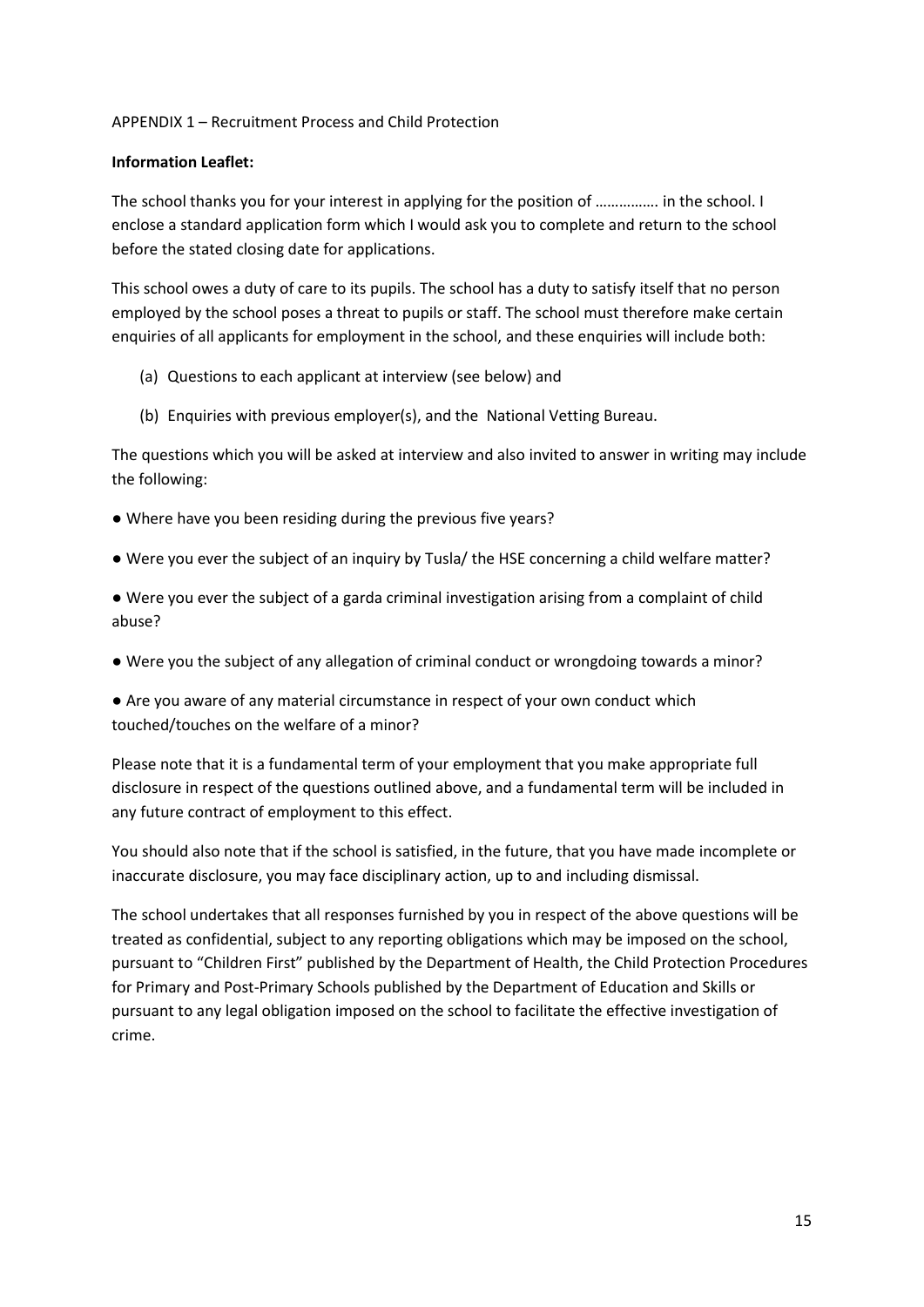APPENDIX 1 – Recruitment Process and Child Protection

**Information Leaflet:**

The school thanks you for your interest in applying for the position of ……………. in the school. I enclose a standard application form which I would ask you to complete and return to the school before the stated closing date for applications.

This school owes a duty of care to its pupils. The school has a duty to satisfy itself that no person employed by the school poses a threat to pupils or staff. The school must therefore make certain enquiries of all applicants for employment in the school, and these enquiries will include both:

(a) Questions to each applicant at interview (see below) and

(b) Enquiries with previous employer(s), and the National Vetting Bureau.

The questions which you will be asked at interview and also invited to answer in writing may include the following:

● Where have you been residing during the previous five years?

● Were you ever the subject of an inquiry by Tusla/ the HSE concerning a child welfare matter?

● Were you ever the subject of a garda criminal investigation arising from a complaint of child abuse?

● Were you the subject of any allegation of criminal conduct or wrongdoing towards a minor?

● Are you aware of any material circumstance in respect of your own conduct which touched/touches on the welfare of a minor?

Please note that it is a fundamental term of your employment that you make appropriate full disclosure in respect of the questions outlined above, and a fundamental term will be included in any future contract of employment to this effect.

You should also note that if the school is satisfied, in the future, that you have made incomplete or inaccurate disclosure, you may face disciplinary action, up to and including dismissal.

The school undertakes that all responses furnished by you in respect of the above questions will be treated as confidential, subject to any reporting obligations which may be imposed on the school, pursuant to "Children First" published by the Department of Health, the Child Protection Procedures for Primary and Post-Primary Schools published by the Department of Education and Skills or pursuant to any legal obligation imposed on the school to facilitate the effective investigation of crime.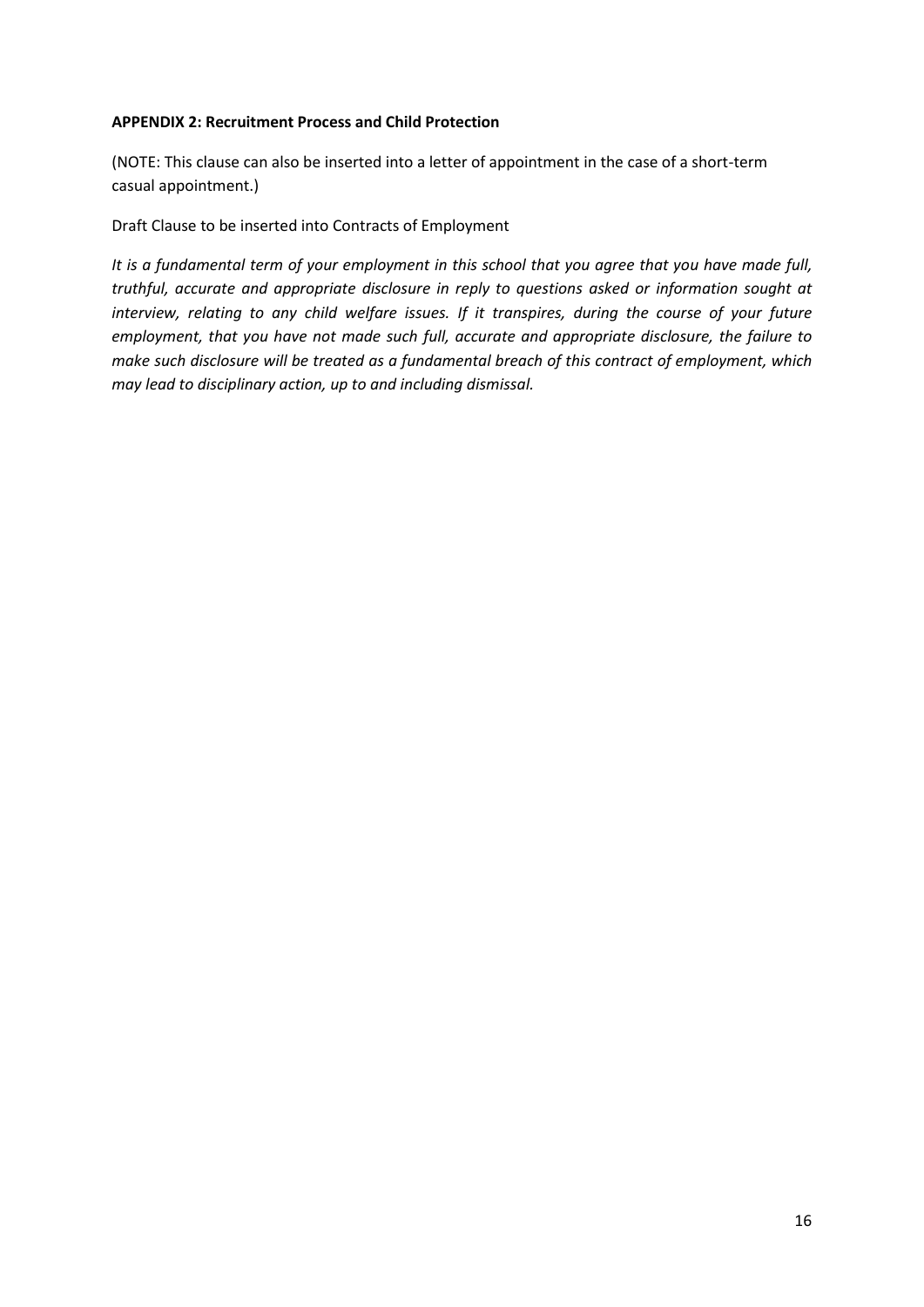**APPENDIX 2: Recruitment Process and Child Protection**

(NOTE: This clause can also be inserted into a letter of appointment in the case of a short-term casual appointment.)

Draft Clause to be inserted into Contracts of Employment

*It is a fundamental term of your employment in this school that you agree that you have made full, truthful, accurate and appropriate disclosure in reply to questions asked or information sought at interview, relating to any child welfare issues. If it transpires, during the course of your future employment, that you have not made such full, accurate and appropriate disclosure, the failure to make such disclosure will be treated as a fundamental breach of this contract of employment, which may lead to disciplinary action, up to and including dismissal.*